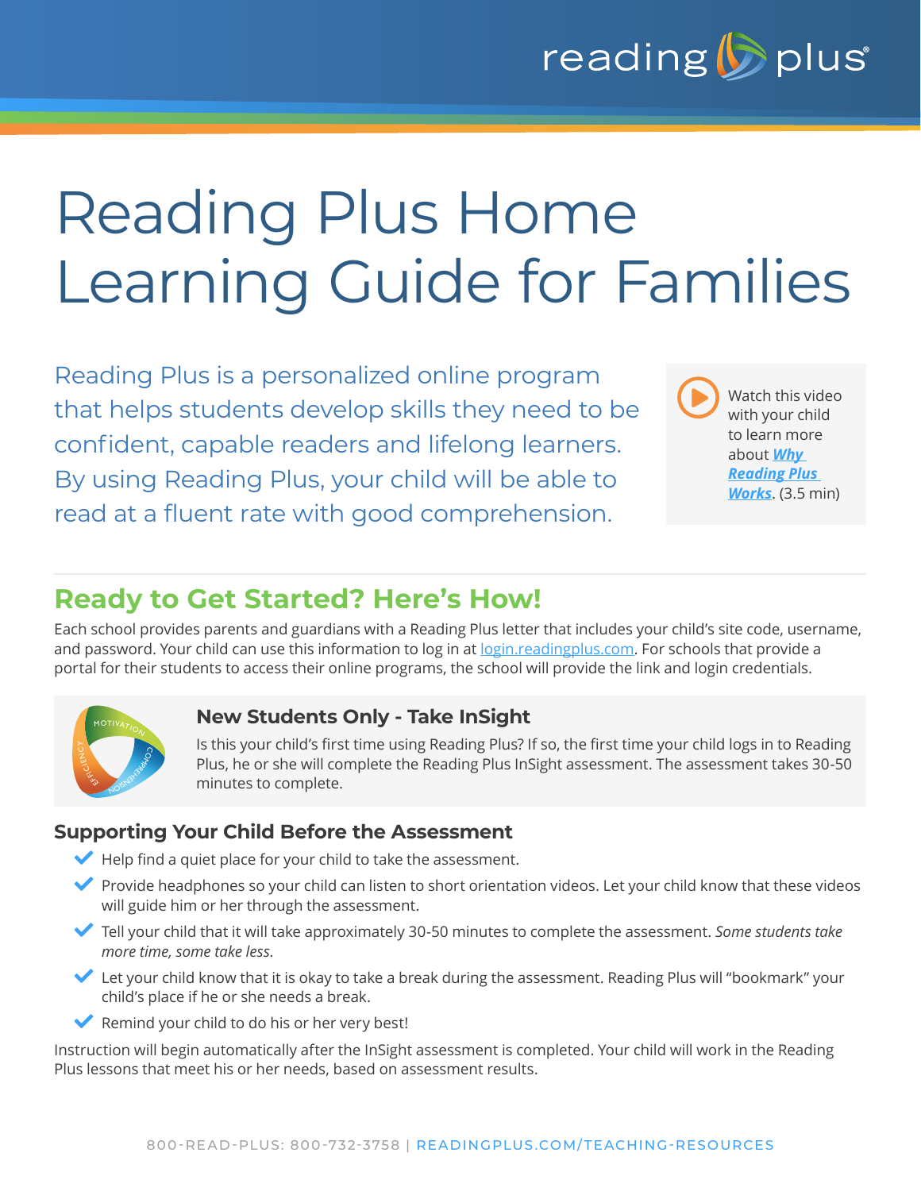# Reading Plus Home Learning Guide for Families

Reading Plus is a personalized online program that helps students develop skills they need to be confident, capable readers and lifelong learners. By using Reading Plus, your child will be able to read at a fluent rate with good comprehension.

Watch this video with your child to learn more about ***Why Reading Plus Works***. (3.5 min)

## Ready to Get Started? Here's How!

Each school provides parents and guardians with a Reading Plus letter that includes your child's site code, username, and password. Your child can use this information to log in at login.readingplus.com. For schools that provide a portal for their students to access their online programs, the school will provide the link and login credentials.

### New Students Only - Take InSight

Is this your child's first time using Reading Plus? If so, the first time your child logs in to Reading Plus, he or she will complete the Reading Plus InSight assessment. The assessment takes 30-50 minutes to complete.

### Supporting Your Child Before the Assessment

- Help find a quiet place for your child to take the assessment.
- Provide headphones so your child can listen to short orientation videos. Let your child know that these videos will guide him or her through the assessment.
- Tell your child that it will take approximately 30-50 minutes to complete the assessment. *Some students take more time, some take less.*
- Let your child know that it is okay to take a break during the assessment. Reading Plus will "bookmark" your child's place if he or she needs a break.
- Remind your child to do his or her very best!

Instruction will begin automatically after the InSight assessment is completed. Your child will work in the Reading Plus lessons that meet his or her needs, based on assessment results.

800-READ-PLUS: 800-732-3758 | READINGPLUS.COM/TEACHING-RESOURCES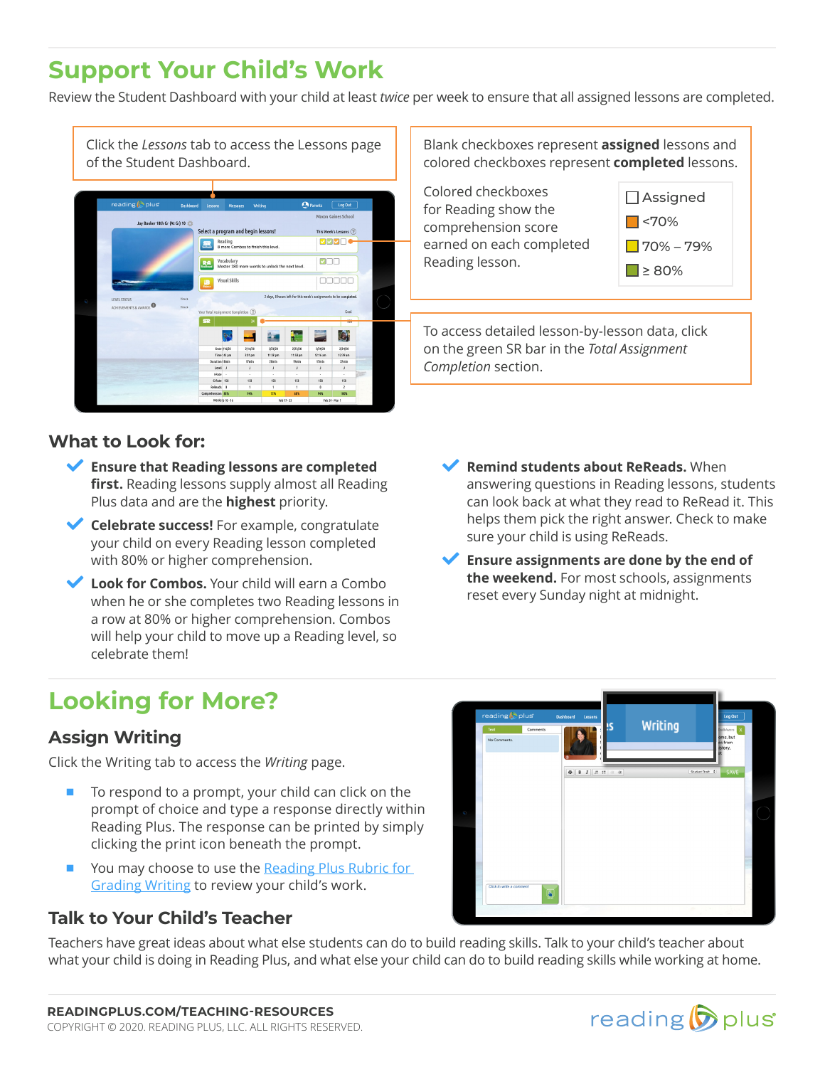## Support Your Child's Work

Review the Student Dashboard with your child at least *twice* per week to ensure that all assigned lessons are completed.

Click the *Lessons* tab to access the Lessons page of the Student Dashboard.

Blank checkboxes represent **assigned** lessons and colored checkboxes represent **completed** lessons.

Colored checkboxes for Reading show the comprehension score earned on each completed Reading lesson.

- Assigned
- <70%
- 70% – 79%
- ≥ 80%

To access detailed lesson-by-lesson data, click on the green SR bar in the *Total Assignment Completion* section.

### What to Look for:

- **Ensure that Reading lessons are completed first.** Reading lessons supply almost all Reading Plus data and are the **highest** priority.
- **Celebrate success!** For example, congratulate your child on every Reading lesson completed with 80% or higher comprehension.
- **Look for Combos.** Your child will earn a Combo when he or she completes two Reading lessons in a row at 80% or higher comprehension. Combos will help your child to move up a Reading level, so celebrate them!
- **Remind students about ReReads.** When answering questions in Reading lessons, students can look back at what they read to ReRead it. This helps them pick the right answer. Check to make sure your child is using ReReads.
- **Ensure assignments are done by the end of the weekend.** For most schools, assignments reset every Sunday night at midnight.

## Looking for More?

### Assign Writing

Click the Writing tab to access the *Writing* page.

- To respond to a prompt, your child can click on the prompt of choice and type a response directly within Reading Plus. The response can be printed by simply clicking the print icon beneath the prompt.
- You may choose to use the Reading Plus Rubric for Grading Writing to review your child's work.

### Talk to Your Child's Teacher

Teachers have great ideas about what else students can do to build reading skills. Talk to your child's teacher about what your child is doing in Reading Plus, and what else your child can do to build reading skills while working at home.

READINGPLUS.COM/TEACHING-RESOURCES
COPYRIGHT © 2020. READING PLUS, LLC. ALL RIGHTS RESERVED.